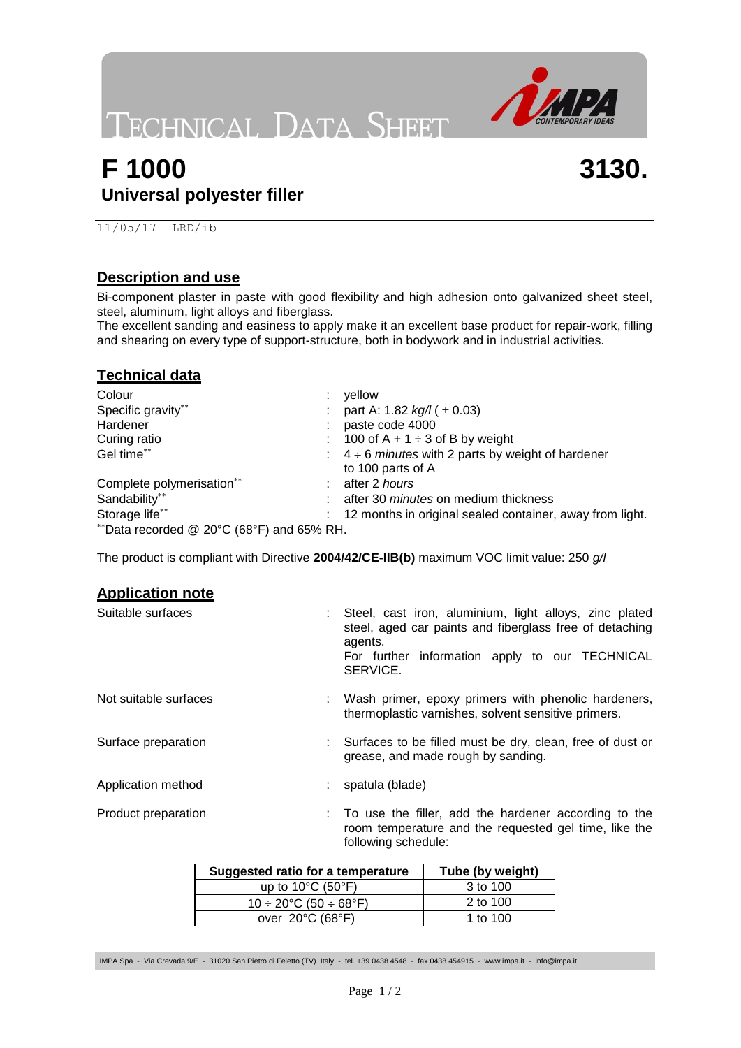# TECHNICAL DATA SHEET

# F 1000 3130.

## Universal polyester filler

11/05/17 LRD/ib

## Description and use

Bi-component plaster in paste with good flexibility and high adhesion onto galvanized sheet steel, steel, aluminum, light alloys and fiberglass.
The excellent sanding and easiness to apply make it an excellent base product for repair-work, filling and shearing on every type of support-structure, both in bodywork and in industrial activities.

## Technical data

| | | |
|---|---|---|
| Colour | : | yellow |
| Specific gravity** | : | part A: 1.82 *kg/l* ( ± 0.03) |
| Hardener | : | paste code 4000 |
| Curing ratio | : | 100 of A + 1 ÷ 3 of B by weight |
| Gel time** | : | 4 ÷ 6 *minutes* with 2 parts by weight of hardener to 100 parts of A |
| Complete polymerisation** | : | after 2 *hours* |
| Sandability** | : | after 30 *minutes* on medium thickness |
| Storage life** | : | 12 months in original sealed container, away from light. |

**Data recorded @ 20°C (68°F) and 65% RH.

The product is compliant with Directive **2004/42/CE-IIB(b)** maximum VOC limit value: 250 *g/l*

## Application note

| | | |
|---|---|---|
| Suitable surfaces | : | Steel, cast iron, aluminium, light alloys, zinc plated steel, aged car paints and fiberglass free of detaching agents. For further information apply to our TECHNICAL SERVICE. |
| Not suitable surfaces | : | Wash primer, epoxy primers with phenolic hardeners, thermoplastic varnishes, solvent sensitive primers. |
| Surface preparation | : | Surfaces to be filled must be dry, clean, free of dust or grease, and made rough by sanding. |
| Application method | : | spatula (blade) |
| Product preparation | : | To use the filler, add the hardener according to the room temperature and the requested gel time, like the following schedule: |

| Suggested ratio for a temperature | Tube (by weight) |
|---|---|
| up to 10°C (50°F) | 3 to 100 |
| 10 ÷ 20°C (50 ÷ 68°F) | 2 to 100 |
| over 20°C (68°F) | 1 to 100 |

IMPA Spa - Via Crevada 9/E - 31020 San Pietro di Feletto (TV) Italy - tel. +39 0438 4548 - fax 0438 454915 - www.impa.it - info@impa.it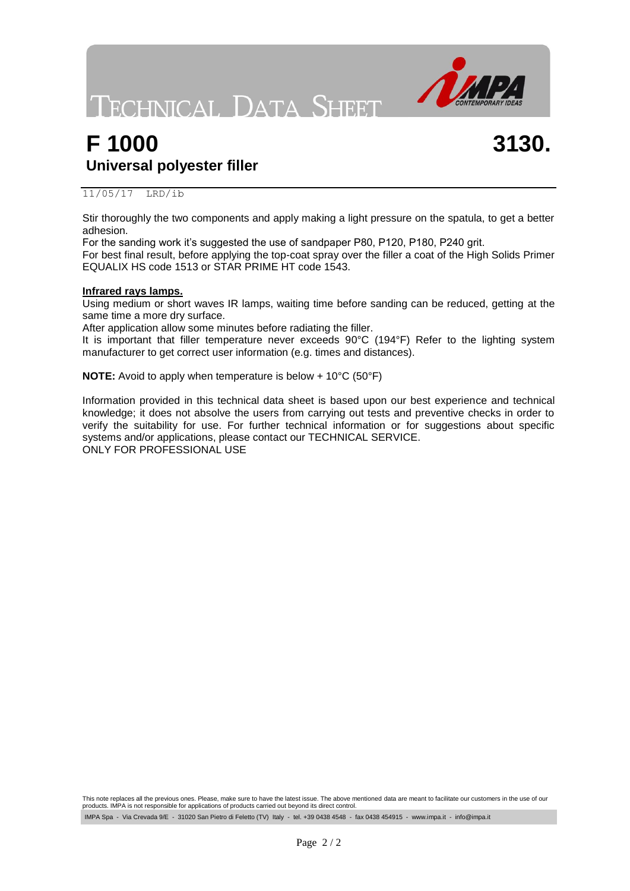# TECHNICAL DATA SHEET

# F 1000 3130.

## Universal polyester filler

11/05/17 LRD/ib

Stir thoroughly the two components and apply making a light pressure on the spatula, to get a better adhesion.

For the sanding work it's suggested the use of sandpaper P80, P120, P180, P240 grit.

For best final result, before applying the top-coat spray over the filler a coat of the High Solids Primer EQUALIX HS code 1513 or STAR PRIME HT code 1543.

**Infrared rays lamps.**

Using medium or short waves IR lamps, waiting time before sanding can be reduced, getting at the same time a more dry surface.

After application allow some minutes before radiating the filler.

It is important that filler temperature never exceeds 90°C (194°F) Refer to the lighting system manufacturer to get correct user information (e.g. times and distances).

**NOTE:** Avoid to apply when temperature is below + 10°C (50°F)

Information provided in this technical data sheet is based upon our best experience and technical knowledge; it does not absolve the users from carrying out tests and preventive checks in order to verify the suitability for use. For further technical information or for suggestions about specific systems and/or applications, please contact our TECHNICAL SERVICE.

ONLY FOR PROFESSIONAL USE

This note replaces all the previous ones. Please, make sure to have the latest issue. The above mentioned data are meant to facilitate our customers in the use of our products. IMPA is not responsible for applications of products carried out beyond its direct control.

IMPA Spa - Via Crevada 9/E - 31020 San Pietro di Feletto (TV) Italy - tel. +39 0438 4548 - fax 0438 454915 - www.impa.it - info@impa.it